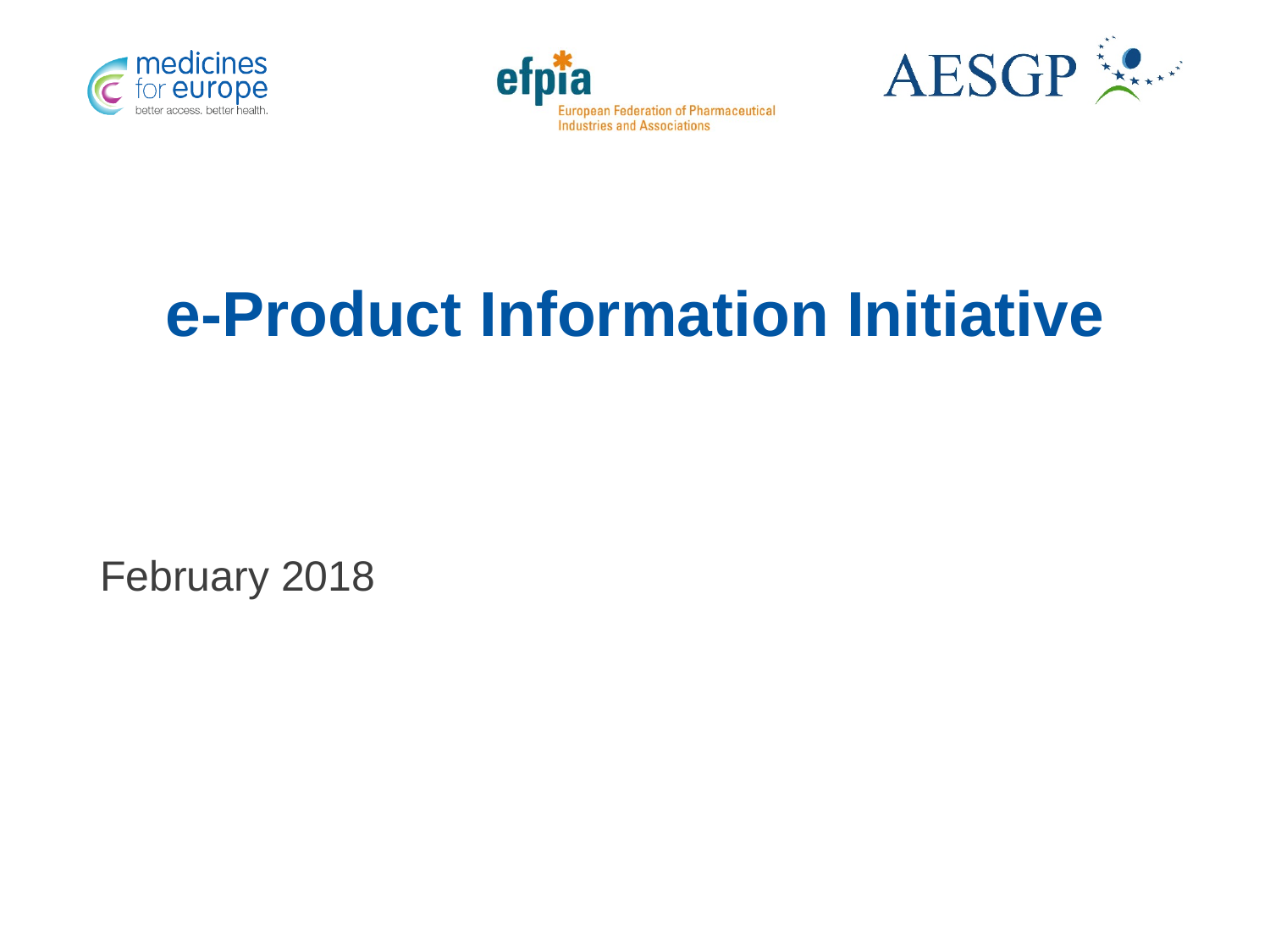medicines for europe
better access. better health.

efpia
European Federation of Pharmaceutical Industries and Associations

AESGP

# e-Product Information Initiative

February 2018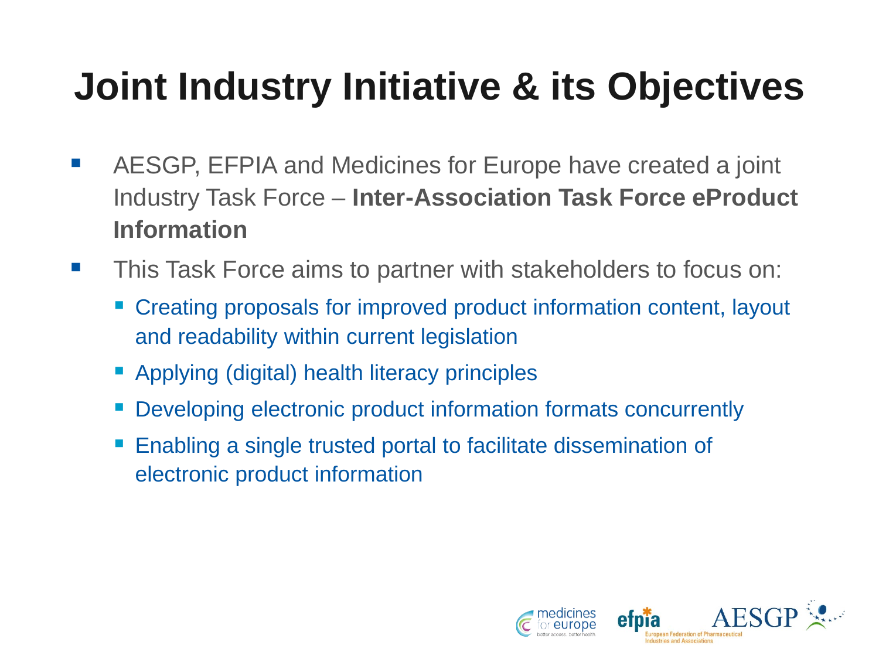# Joint Industry Initiative & its Objectives

- AESGP, EFPIA and Medicines for Europe have created a joint Industry Task Force – **Inter-Association Task Force eProduct Information**
- This Task Force aims to partner with stakeholders to focus on:
  - Creating proposals for improved product information content, layout and readability within current legislation
  - Applying (digital) health literacy principles
  - Developing electronic product information formats concurrently
  - Enabling a single trusted portal to facilitate dissemination of electronic product information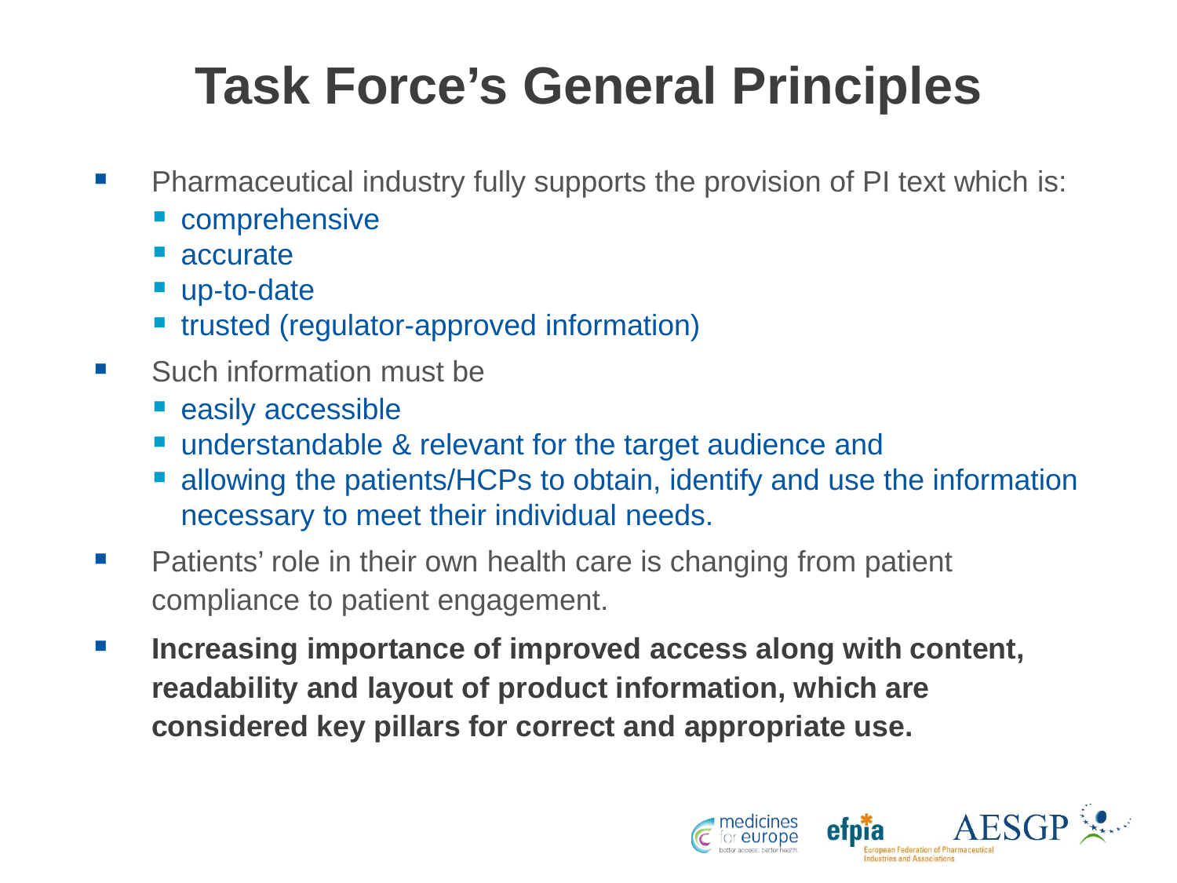# Task Force's General Principles

- Pharmaceutical industry fully supports the provision of PI text which is:
  - comprehensive
  - accurate
  - up-to-date
  - trusted (regulator-approved information)
- Such information must be
  - easily accessible
  - understandable & relevant for the target audience and
  - allowing the patients/HCPs to obtain, identify and use the information necessary to meet their individual needs.
- Patients' role in their own health care is changing from patient compliance to patient engagement.
- **Increasing importance of improved access along with content, readability and layout of product information, which are considered key pillars for correct and appropriate use.**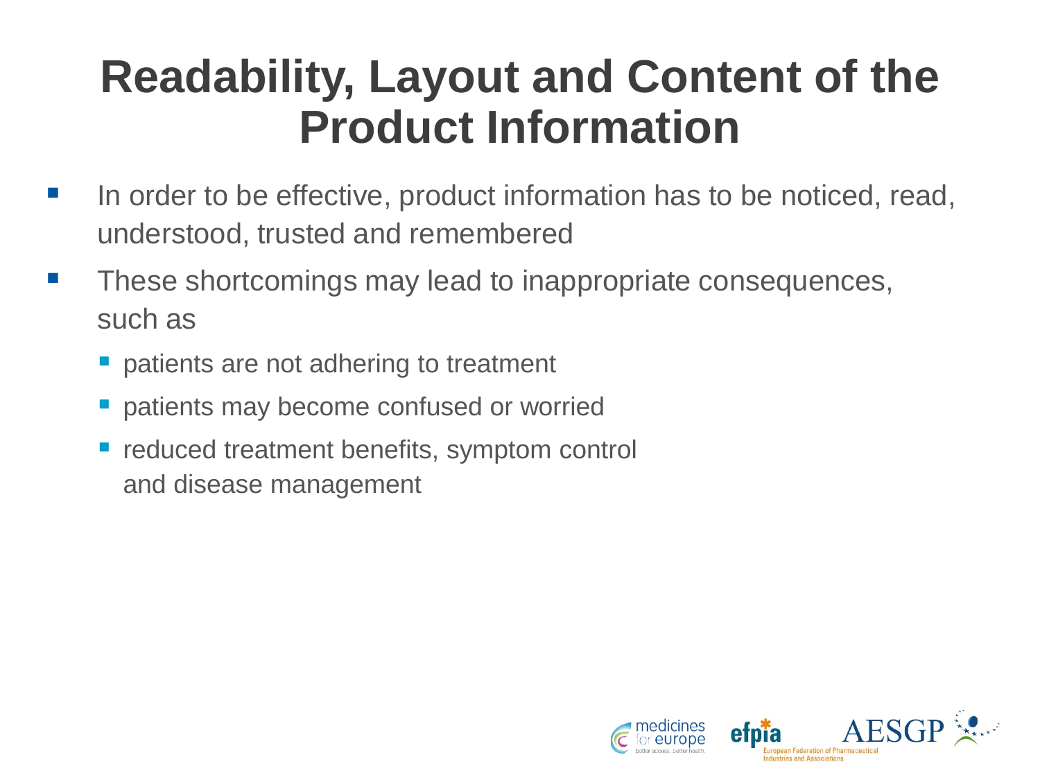# Readability, Layout and Content of the Product Information

- In order to be effective, product information has to be noticed, read, understood, trusted and remembered
- These shortcomings may lead to inappropriate consequences, such as
  - patients are not adhering to treatment
  - patients may become confused or worried
  - reduced treatment benefits, symptom control and disease management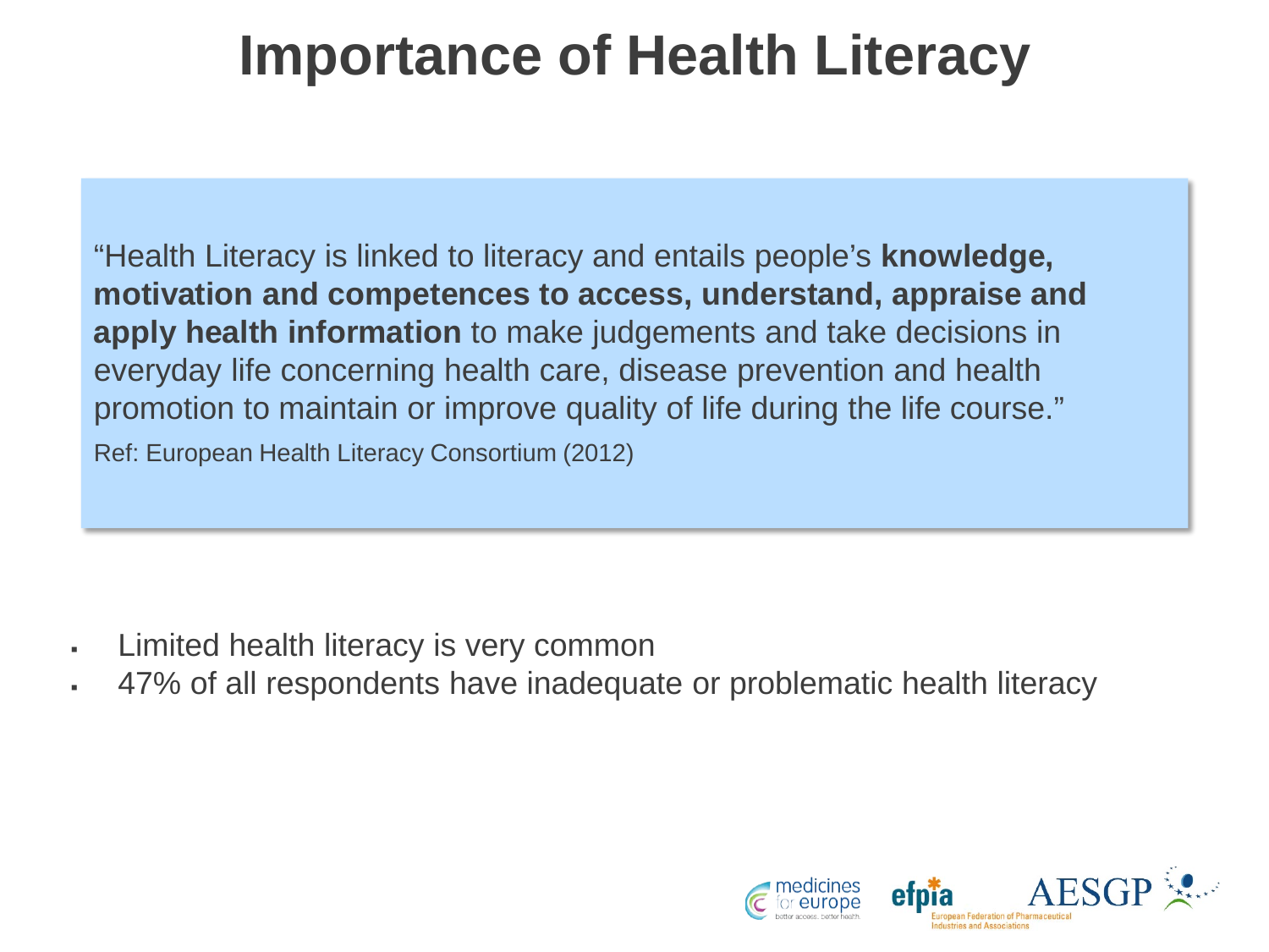# Importance of Health Literacy

"Health Literacy is linked to literacy and entails people's **knowledge, motivation and competences to access, understand, appraise and apply health information** to make judgements and take decisions in everyday life concerning health care, disease prevention and health promotion to maintain or improve quality of life during the life course."

Ref: European Health Literacy Consortium (2012)

- Limited health literacy is very common
- 47% of all respondents have inadequate or problematic health literacy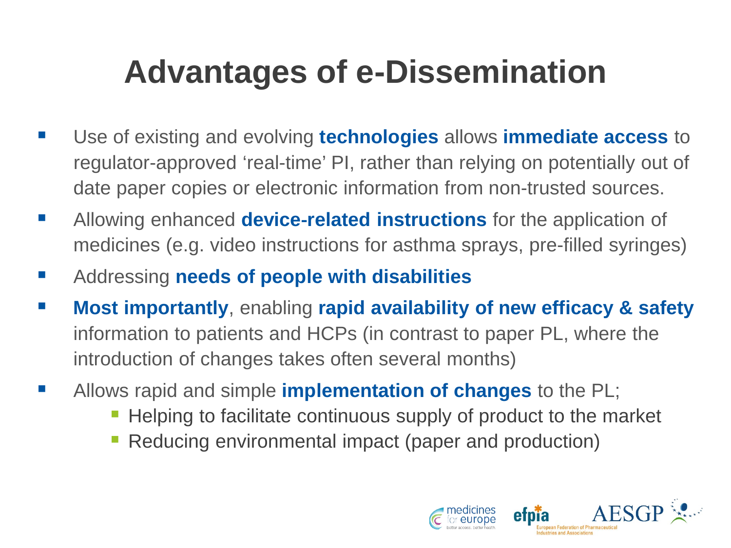# Advantages of e-Dissemination

- Use of existing and evolving **technologies** allows **immediate access** to regulator-approved 'real-time' PI, rather than relying on potentially out of date paper copies or electronic information from non-trusted sources.
- Allowing enhanced **device-related instructions** for the application of medicines (e.g. video instructions for asthma sprays, pre-filled syringes)
- Addressing **needs of people with disabilities**
- **Most importantly**, enabling **rapid availability of new efficacy & safety** information to patients and HCPs (in contrast to paper PL, where the introduction of changes takes often several months)
- Allows rapid and simple **implementation of changes** to the PL;
  - Helping to facilitate continuous supply of product to the market
  - Reducing environmental impact (paper and production)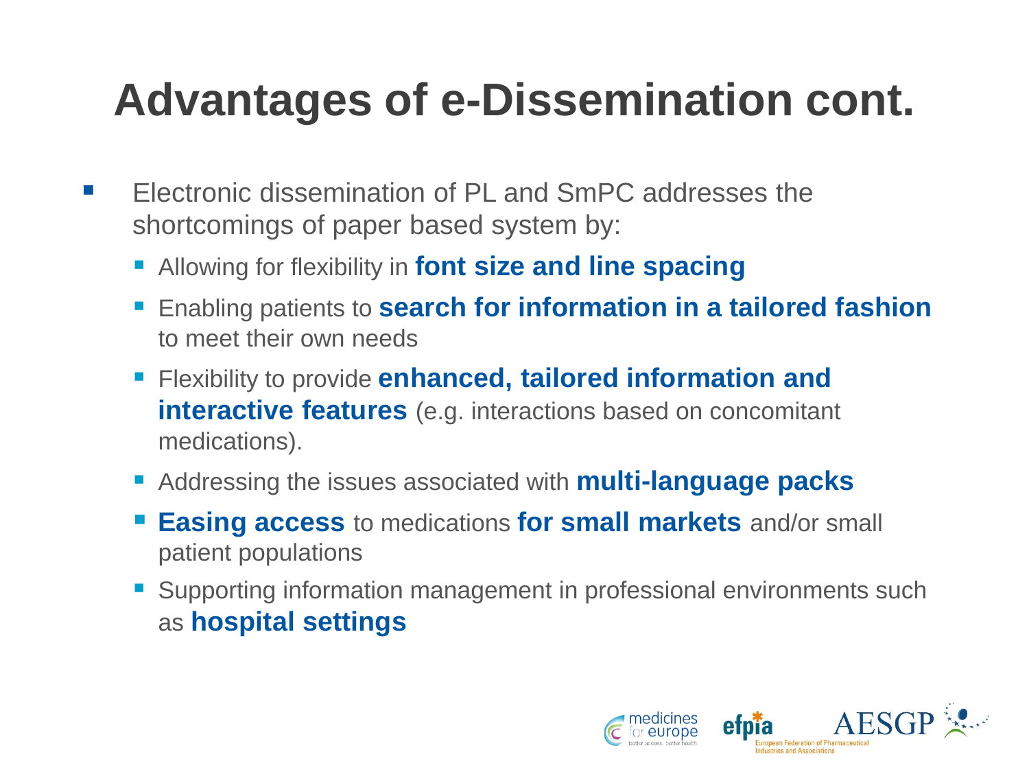# Advantages of e-Dissemination cont.

- Electronic dissemination of PL and SmPC addresses the shortcomings of paper based system by:
  - Allowing for flexibility in **font size and line spacing**
  - Enabling patients to **search for information in a tailored fashion** to meet their own needs
  - Flexibility to provide **enhanced, tailored information and interactive features** (e.g. interactions based on concomitant medications).
  - Addressing the issues associated with **multi-language packs**
  - **Easing access** to medications **for small markets** and/or small patient populations
  - Supporting information management in professional environments such as **hospital settings**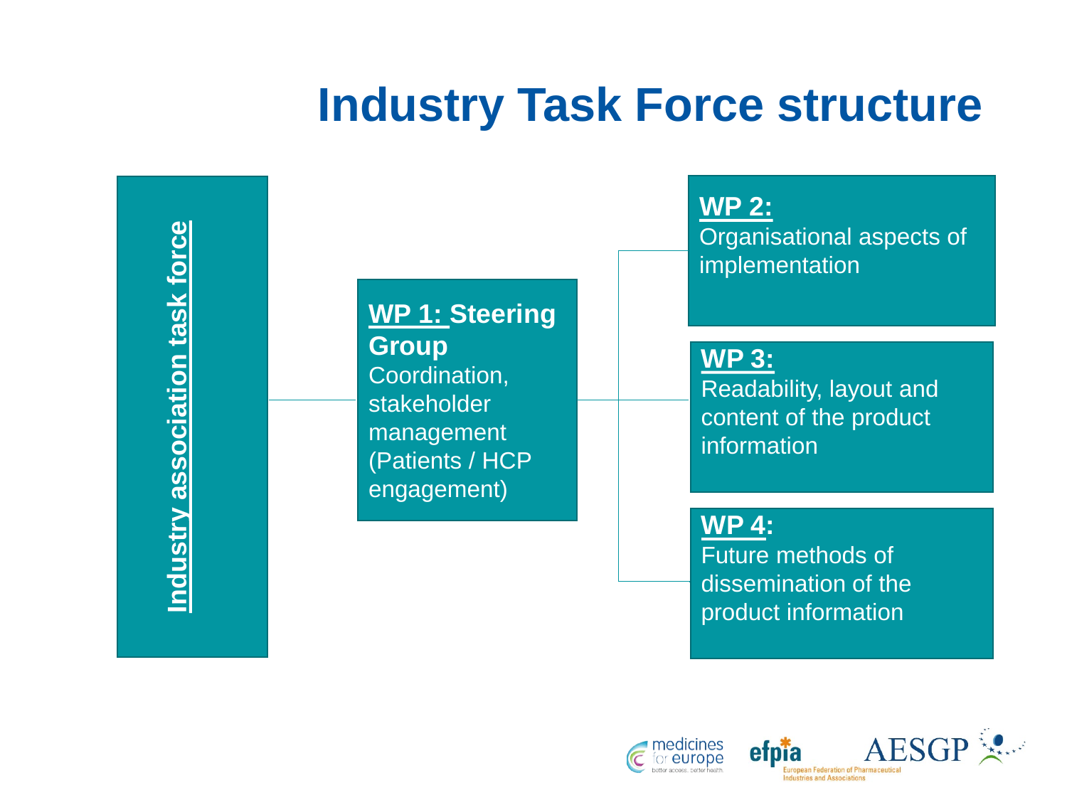# Industry Task Force structure

**Industry association task force**

**WP 1: Steering Group**
Coordination, stakeholder management (Patients / HCP engagement)

**WP 2:**
Organisational aspects of implementation

**WP 3:**
Readability, layout and content of the product information

**WP 4:**
Future methods of dissemination of the product information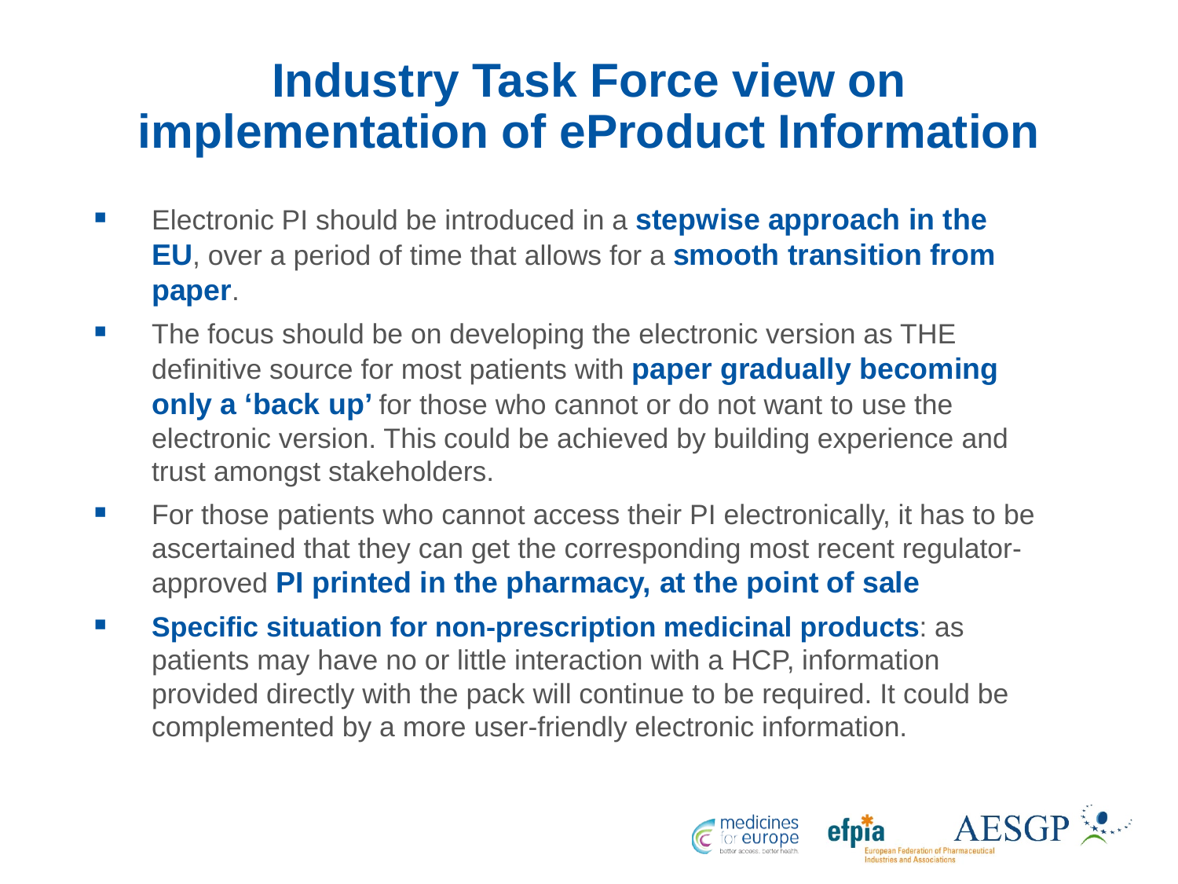# Industry Task Force view on implementation of eProduct Information

- Electronic PI should be introduced in a **stepwise approach in the EU**, over a period of time that allows for a **smooth transition from paper**.
- The focus should be on developing the electronic version as THE definitive source for most patients with **paper gradually becoming only a 'back up'** for those who cannot or do not want to use the electronic version. This could be achieved by building experience and trust amongst stakeholders.
- For those patients who cannot access their PI electronically, it has to be ascertained that they can get the corresponding most recent regulator-approved **PI printed in the pharmacy, at the point of sale**
- **Specific situation for non-prescription medicinal products**: as patients may have no or little interaction with a HCP, information provided directly with the pack will continue to be required. It could be complemented by a more user-friendly electronic information.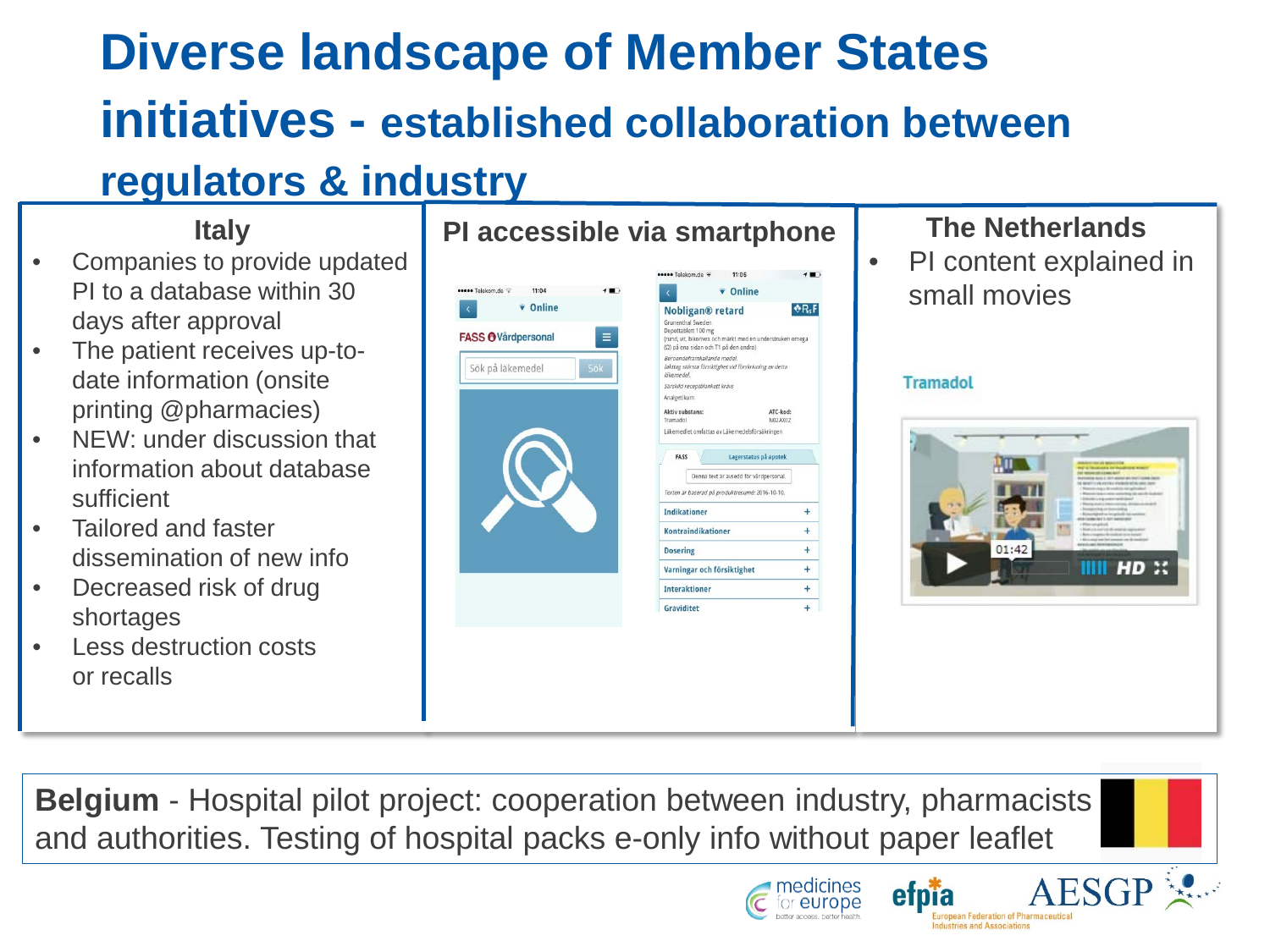# Diverse landscape of Member States initiatives - established collaboration between regulators & industry

### Italy

- Companies to provide updated PI to a database within 30 days after approval
- The patient receives up-to-date information (onsite printing @pharmacies)
- NEW: under discussion that information about database sufficient
- Tailored and faster dissemination of new info
- Decreased risk of drug shortages
- Less destruction costs or recalls

### PI accessible via smartphone

### The Netherlands

- PI content explained in small movies

**Belgium** - Hospital pilot project: cooperation between industry, pharmacists and authorities. Testing of hospital packs e-only info without paper leaflet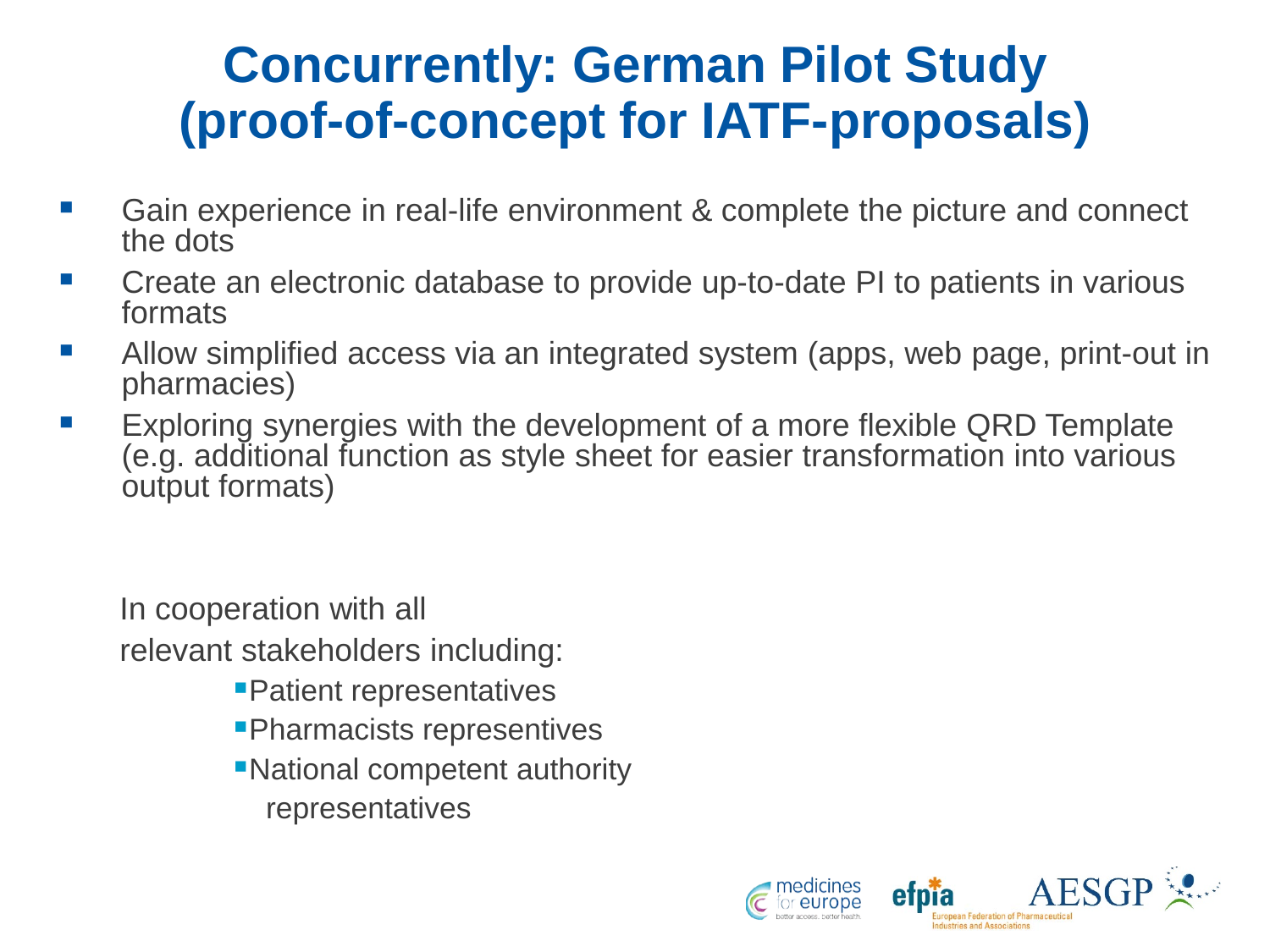# Concurrently: German Pilot Study (proof-of-concept for IATF-proposals)

- Gain experience in real-life environment & complete the picture and connect the dots
- Create an electronic database to provide up-to-date PI to patients in various formats
- Allow simplified access via an integrated system (apps, web page, print-out in pharmacies)
- Exploring synergies with the development of a more flexible QRD Template (e.g. additional function as style sheet for easier transformation into various output formats)

In cooperation with all relevant stakeholders including:

- Patient representatives
- Pharmacists representives
- National competent authority representatives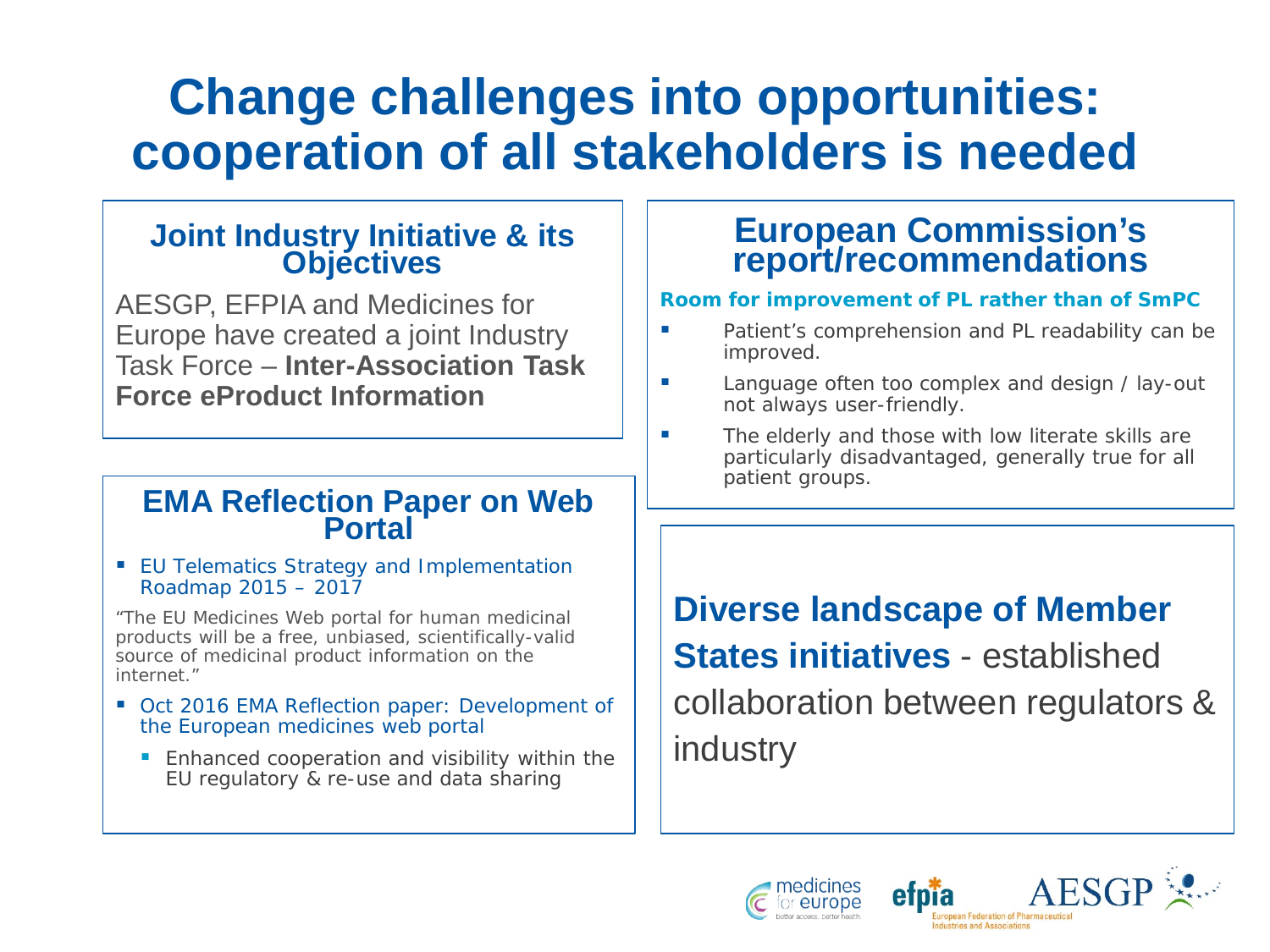# Change challenges into opportunities: cooperation of all stakeholders is needed

## Joint Industry Initiative & its Objectives

AESGP, EFPIA and Medicines for Europe have created a joint Industry Task Force – **Inter-Association Task Force eProduct Information**

## EMA Reflection Paper on Web Portal

- EU Telematics Strategy and Implementation Roadmap 2015 – 2017

"The EU Medicines Web portal for human medicinal products will be a free, unbiased, scientifically-valid source of medicinal product information on the internet."

- Oct 2016 EMA Reflection paper: Development of the European medicines web portal
  - Enhanced cooperation and visibility within the EU regulatory & re-use and data sharing

## European Commission's report/recommendations

**Room for improvement of PL rather than of SmPC**

- Patient's comprehension and PL readability can be improved.
- Language often too complex and design / lay-out not always user-friendly.
- The elderly and those with low literate skills are particularly disadvantaged, generally true for all patient groups.

**Diverse landscape of Member States initiatives** - established collaboration between regulators & industry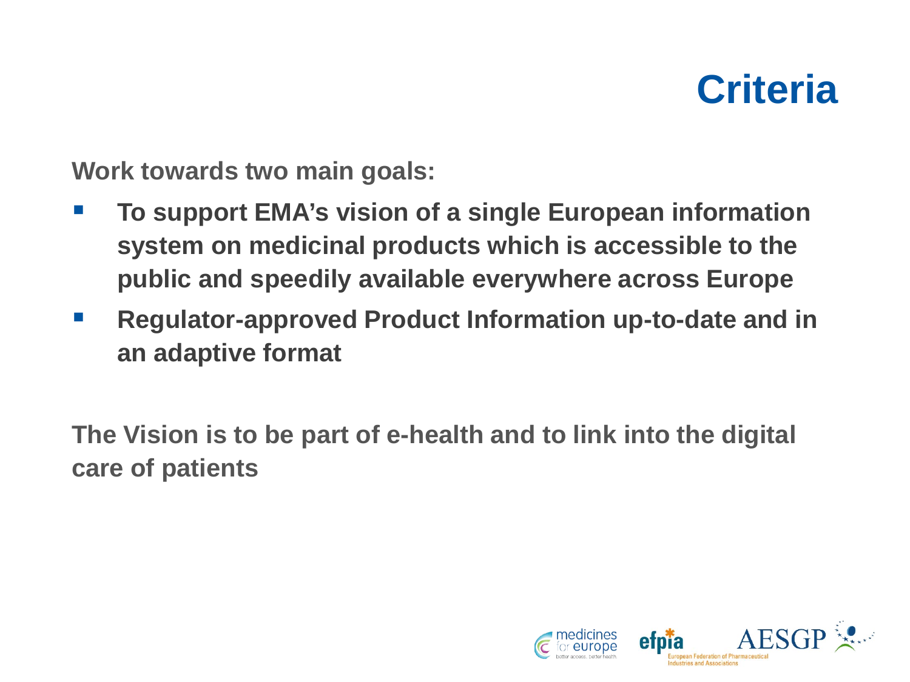# Criteria

**Work towards two main goals:**

- **To support EMA's vision of a single European information system on medicinal products which is accessible to the public and speedily available everywhere across Europe**
- **Regulator-approved Product Information up-to-date and in an adaptive format**

**The Vision is to be part of e-health and to link into the digital care of patients**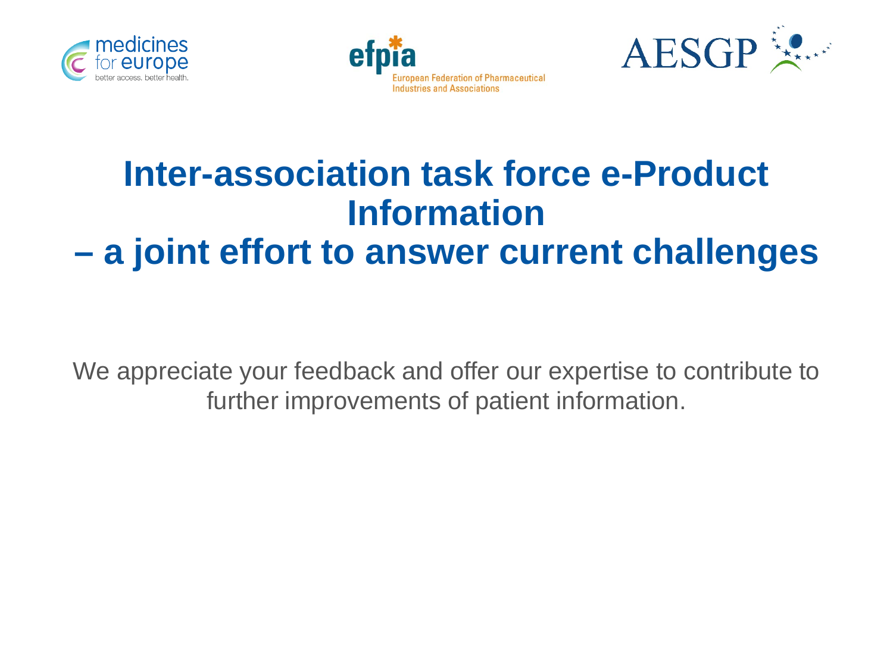medicines for europe
better access. better health.

efpia
European Federation of Pharmaceutical Industries and Associations

AESGP

# Inter-association task force e-Product Information – a joint effort to answer current challenges

We appreciate your feedback and offer our expertise to contribute to further improvements of patient information.